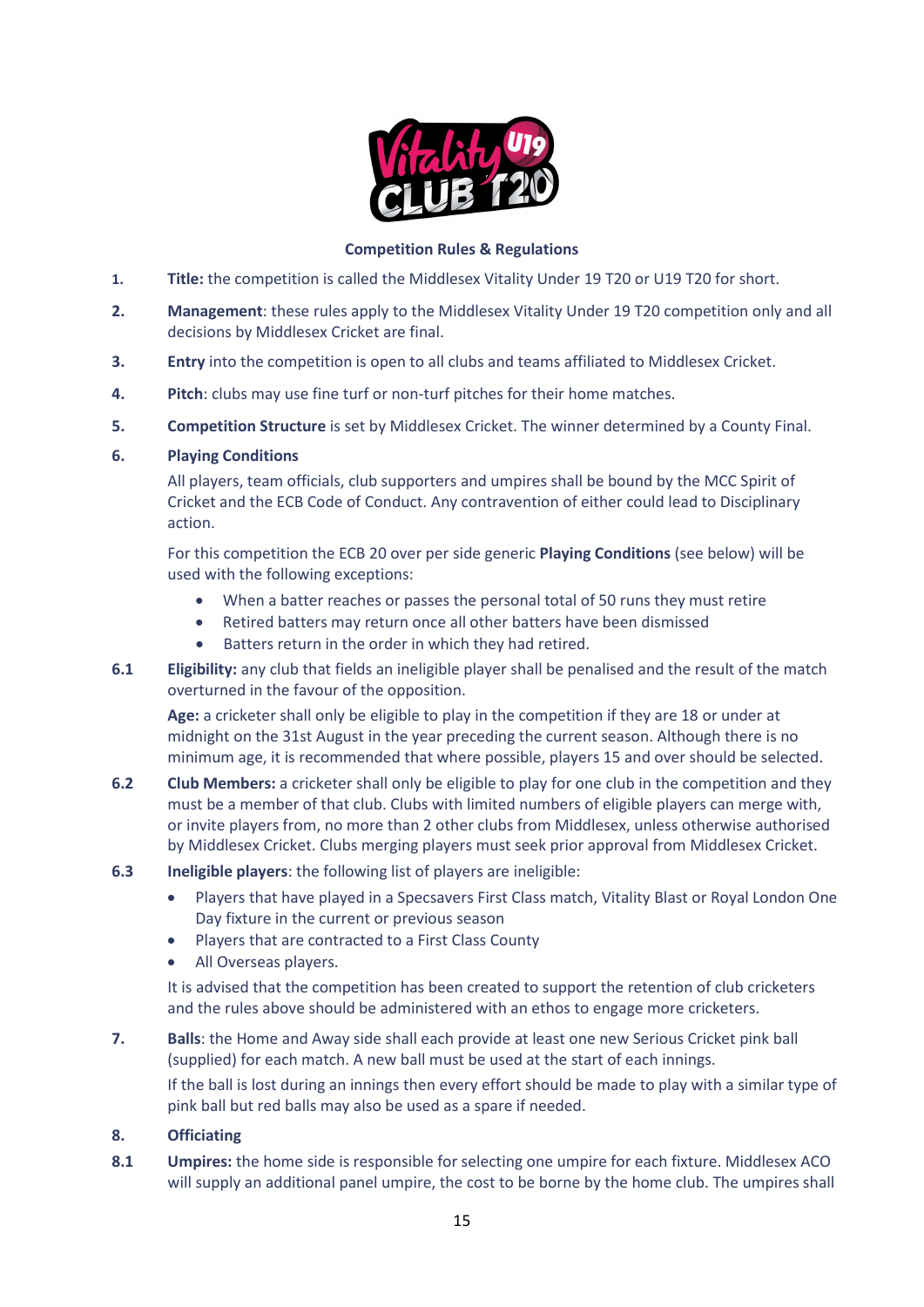## Competition Rules & Regulations

1. **Title:** the competition is called the Middlesex Vitality Under 19 T20 or U19 T20 for short.

2. **Management**: these rules apply to the Middlesex Vitality Under 19 T20 competition only and all decisions by Middlesex Cricket are final.

3. **Entry** into the competition is open to all clubs and teams affiliated to Middlesex Cricket.

4. **Pitch**: clubs may use fine turf or non-turf pitches for their home matches.

5. **Competition Structure** is set by Middlesex Cricket. The winner determined by a County Final.

6. **Playing Conditions**

All players, team officials, club supporters and umpires shall be bound by the MCC Spirit of Cricket and the ECB Code of Conduct. Any contravention of either could lead to Disciplinary action.

For this competition the ECB 20 over per side generic **Playing Conditions** (see below) will be used with the following exceptions:

- When a batter reaches or passes the personal total of 50 runs they must retire
- Retired batters may return once all other batters have been dismissed
- Batters return in the order in which they had retired.

**6.1** **Eligibility:** any club that fields an ineligible player shall be penalised and the result of the match overturned in the favour of the opposition.

**Age:** a cricketer shall only be eligible to play in the competition if they are 18 or under at midnight on the 31st August in the year preceding the current season. Although there is no minimum age, it is recommended that where possible, players 15 and over should be selected.

**6.2** **Club Members:** a cricketer shall only be eligible to play for one club in the competition and they must be a member of that club. Clubs with limited numbers of eligible players can merge with, or invite players from, no more than 2 other clubs from Middlesex, unless otherwise authorised by Middlesex Cricket. Clubs merging players must seek prior approval from Middlesex Cricket.

**6.3** **Ineligible players**: the following list of players are ineligible:

- Players that have played in a Specsavers First Class match, Vitality Blast or Royal London One Day fixture in the current or previous season
- Players that are contracted to a First Class County
- All Overseas players.

It is advised that the competition has been created to support the retention of club cricketers and the rules above should be administered with an ethos to engage more cricketers.

7. **Balls**: the Home and Away side shall each provide at least one new Serious Cricket pink ball (supplied) for each match. A new ball must be used at the start of each innings.

If the ball is lost during an innings then every effort should be made to play with a similar type of pink ball but red balls may also be used as a spare if needed.

8. **Officiating**

**8.1** **Umpires:** the home side is responsible for selecting one umpire for each fixture. Middlesex ACO will supply an additional panel umpire, the cost to be borne by the home club. The umpires shall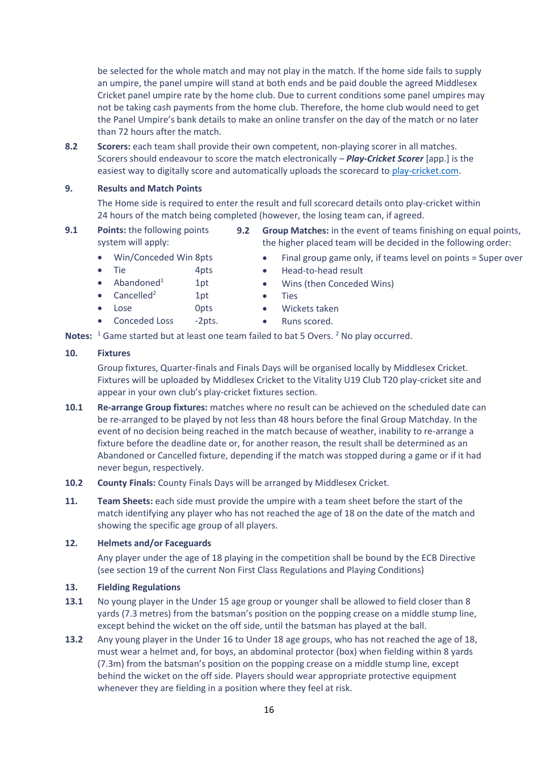be selected for the whole match and may not play in the match. If the home side fails to supply an umpire, the panel umpire will stand at both ends and be paid double the agreed Middlesex Cricket panel umpire rate by the home club. Due to current conditions some panel umpires may not be taking cash payments from the home club. Therefore, the home club would need to get the Panel Umpire's bank details to make an online transfer on the day of the match or no later than 72 hours after the match.

**8.2 Scorers:** each team shall provide their own competent, non-playing scorer in all matches. Scorers should endeavour to score the match electronically – ***Play-Cricket Scorer*** [app.] is the easiest way to digitally score and automatically uploads the scorecard to play-cricket.com.

### 9. Results and Match Points

The Home side is required to enter the result and full scorecard details onto play-cricket within 24 hours of the match being completed (however, the losing team can, if agreed.

**9.1 Points:** the following points system will apply:

- Win/Conceded Win 8pts
- Tie 4pts
- Abandoned[1] 1pt
- Cancelled[2] 1pt
- Lose 0pts
- Conceded Loss -2pts.

**9.2 Group Matches:** in the event of teams finishing on equal points, the higher placed team will be decided in the following order:

- Final group game only, if teams level on points = Super over
- Head-to-head result
- Wins (then Conceded Wins)
- Ties
- Wickets taken
- Runs scored.

**Notes:** [1] Game started but at least one team failed to bat 5 Overs. [2] No play occurred.

### 10. Fixtures

Group fixtures, Quarter-finals and Finals Days will be organised locally by Middlesex Cricket. Fixtures will be uploaded by Middlesex Cricket to the Vitality U19 Club T20 play-cricket site and appear in your own club's play-cricket fixtures section.

**10.1 Re-arrange Group fixtures:** matches where no result can be achieved on the scheduled date can be re-arranged to be played by not less than 48 hours before the final Group Matchday. In the event of no decision being reached in the match because of weather, inability to re-arrange a fixture before the deadline date or, for another reason, the result shall be determined as an Abandoned or Cancelled fixture, depending if the match was stopped during a game or if it had never begun, respectively.

**10.2 County Finals:** County Finals Days will be arranged by Middlesex Cricket.

**11. Team Sheets:** each side must provide the umpire with a team sheet before the start of the match identifying any player who has not reached the age of 18 on the date of the match and showing the specific age group of all players.

### 12. Helmets and/or Faceguards

Any player under the age of 18 playing in the competition shall be bound by the ECB Directive (see section 19 of the current Non First Class Regulations and Playing Conditions)

### 13. Fielding Regulations

**13.1** No young player in the Under 15 age group or younger shall be allowed to field closer than 8 yards (7.3 metres) from the batsman's position on the popping crease on a middle stump line, except behind the wicket on the off side, until the batsman has played at the ball.

**13.2** Any young player in the Under 16 to Under 18 age groups, who has not reached the age of 18, must wear a helmet and, for boys, an abdominal protector (box) when fielding within 8 yards (7.3m) from the batsman's position on the popping crease on a middle stump line, except behind the wicket on the off side. Players should wear appropriate protective equipment whenever they are fielding in a position where they feel at risk.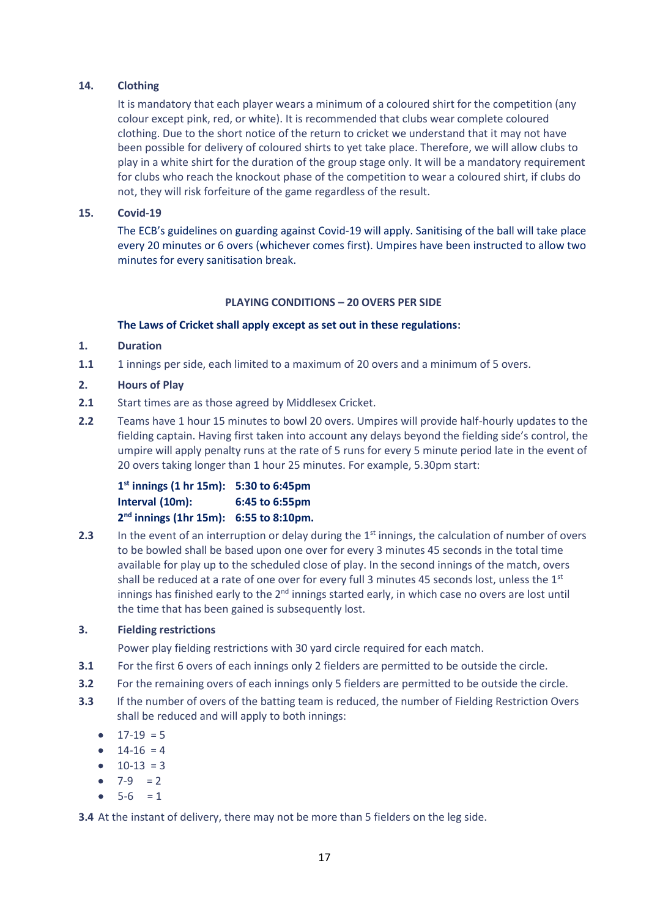**14. Clothing**

It is mandatory that each player wears a minimum of a coloured shirt for the competition (any colour except pink, red, or white). It is recommended that clubs wear complete coloured clothing. Due to the short notice of the return to cricket we understand that it may not have been possible for delivery of coloured shirts to yet take place. Therefore, we will allow clubs to play in a white shirt for the duration of the group stage only. It will be a mandatory requirement for clubs who reach the knockout phase of the competition to wear a coloured shirt, if clubs do not, they will risk forfeiture of the game regardless of the result.

**15. Covid-19**

The ECB's guidelines on guarding against Covid-19 will apply. Sanitising of the ball will take place every 20 minutes or 6 overs (whichever comes first). Umpires have been instructed to allow two minutes for every sanitisation break.

## PLAYING CONDITIONS – 20 OVERS PER SIDE

**The Laws of Cricket shall apply except as set out in these regulations:**

**1. Duration**

**1.1** 1 innings per side, each limited to a maximum of 20 overs and a minimum of 5 overs.

**2. Hours of Play**

**2.1** Start times are as those agreed by Middlesex Cricket.

**2.2** Teams have 1 hour 15 minutes to bowl 20 overs. Umpires will provide half-hourly updates to the fielding captain. Having first taken into account any delays beyond the fielding side's control, the umpire will apply penalty runs at the rate of 5 runs for every 5 minute period late in the event of 20 overs taking longer than 1 hour 25 minutes. For example, 5.30pm start:

**1st innings (1 hr 15m): 5:30 to 6:45pm**
**Interval (10m): 6:45 to 6:55pm**
**2nd innings (1hr 15m): 6:55 to 8:10pm.**

**2.3** In the event of an interruption or delay during the 1st innings, the calculation of number of overs to be bowled shall be based upon one over for every 3 minutes 45 seconds in the total time available for play up to the scheduled close of play. In the second innings of the match, overs shall be reduced at a rate of one over for every full 3 minutes 45 seconds lost, unless the 1st innings has finished early to the 2nd innings started early, in which case no overs are lost until the time that has been gained is subsequently lost.

**3. Fielding restrictions**

Power play fielding restrictions with 30 yard circle required for each match.

**3.1** For the first 6 overs of each innings only 2 fielders are permitted to be outside the circle.

**3.2** For the remaining overs of each innings only 5 fielders are permitted to be outside the circle.

**3.3** If the number of overs of the batting team is reduced, the number of Fielding Restriction Overs shall be reduced and will apply to both innings:

- 17-19 = 5
- 14-16 = 4
- 10-13 = 3
- 7-9 = 2
- 5-6 = 1

**3.4** At the instant of delivery, there may not be more than 5 fielders on the leg side.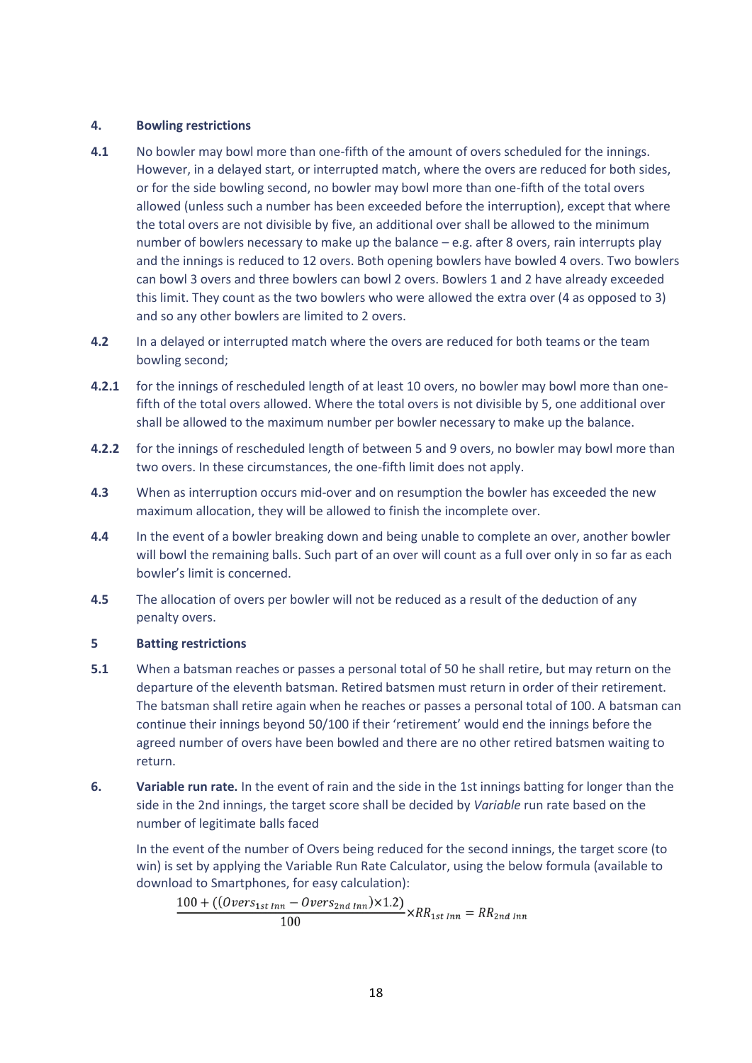## 4. Bowling restrictions

**4.1** No bowler may bowl more than one-fifth of the amount of overs scheduled for the innings. However, in a delayed start, or interrupted match, where the overs are reduced for both sides, or for the side bowling second, no bowler may bowl more than one-fifth of the total overs allowed (unless such a number has been exceeded before the interruption), except that where the total overs are not divisible by five, an additional over shall be allowed to the minimum number of bowlers necessary to make up the balance – e.g. after 8 overs, rain interrupts play and the innings is reduced to 12 overs. Both opening bowlers have bowled 4 overs. Two bowlers can bowl 3 overs and three bowlers can bowl 2 overs. Bowlers 1 and 2 have already exceeded this limit. They count as the two bowlers who were allowed the extra over (4 as opposed to 3) and so any other bowlers are limited to 2 overs.

**4.2** In a delayed or interrupted match where the overs are reduced for both teams or the team bowling second;

**4.2.1** for the innings of rescheduled length of at least 10 overs, no bowler may bowl more than one-fifth of the total overs allowed. Where the total overs is not divisible by 5, one additional over shall be allowed to the maximum number per bowler necessary to make up the balance.

**4.2.2** for the innings of rescheduled length of between 5 and 9 overs, no bowler may bowl more than two overs. In these circumstances, the one-fifth limit does not apply.

**4.3** When as interruption occurs mid-over and on resumption the bowler has exceeded the new maximum allocation, they will be allowed to finish the incomplete over.

**4.4** In the event of a bowler breaking down and being unable to complete an over, another bowler will bowl the remaining balls. Such part of an over will count as a full over only in so far as each bowler's limit is concerned.

**4.5** The allocation of overs per bowler will not be reduced as a result of the deduction of any penalty overs.

## 5 Batting restrictions

**5.1** When a batsman reaches or passes a personal total of 50 he shall retire, but may return on the departure of the eleventh batsman. Retired batsmen must return in order of their retirement. The batsman shall retire again when he reaches or passes a personal total of 100. A batsman can continue their innings beyond 50/100 if their 'retirement' would end the innings before the agreed number of overs have been bowled and there are no other retired batsmen waiting to return.

**6. Variable run rate.** In the event of rain and the side in the 1st innings batting for longer than the side in the 2nd innings, the target score shall be decided by *Variable* run rate based on the number of legitimate balls faced

In the event of the number of Overs being reduced for the second innings, the target score (to win) is set by applying the Variable Run Rate Calculator, using the below formula (available to download to Smartphones, for easy calculation):

$$\frac{100 + ((Overs_{1st\ Inn} - Overs_{2nd\ Inn}) \times 1.2)}{100} \times RR_{1st\ Inn} = RR_{2nd\ Inn}$$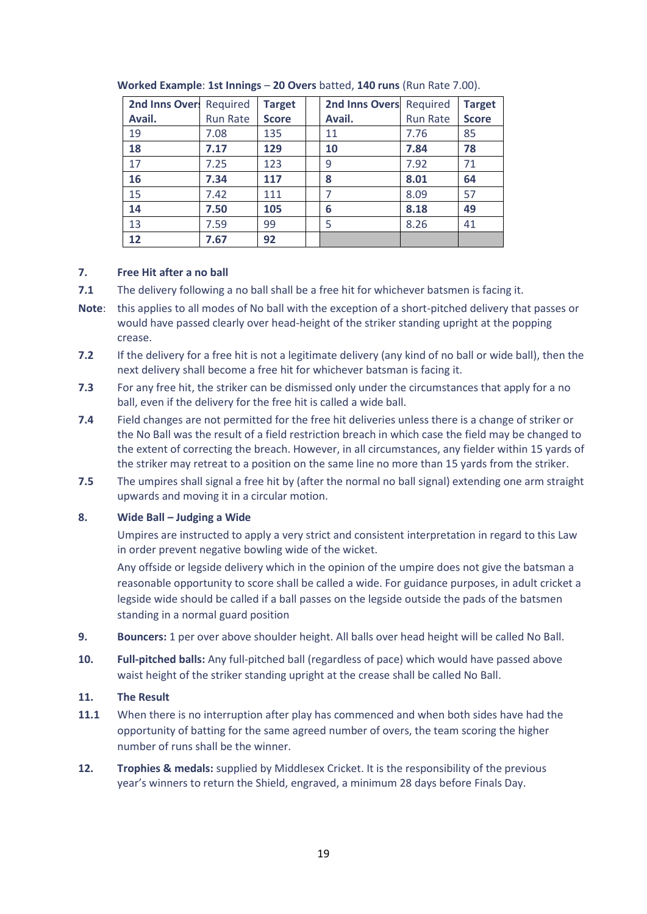**Worked Example**: **1st Innings** – **20 Overs** batted, **140 runs** (Run Rate 7.00).

| **2nd Inns Overs Avail.** | Required Run Rate | **Target Score** | | **2nd Inns Overs Avail.** | Required Run Rate | **Target Score** |
|---|---|---|---|---|---|---|
| 19 | 7.08 | 135 | | 11 | 7.76 | 85 |
| **18** | **7.17** | **129** | | **10** | **7.84** | **78** |
| 17 | 7.25 | 123 | | 9 | 7.92 | 71 |
| **16** | **7.34** | **117** | | **8** | **8.01** | **64** |
| 15 | 7.42 | 111 | | 7 | 8.09 | 57 |
| **14** | **7.50** | **105** | | **6** | **8.18** | **49** |
| 13 | 7.59 | 99 | | 5 | 8.26 | 41 |
| **12** | **7.67** | **92** | | | | |

**7. Free Hit after a no ball**

**7.1** The delivery following a no ball shall be a free hit for whichever batsmen is facing it.

**Note**: this applies to all modes of No ball with the exception of a short-pitched delivery that passes or would have passed clearly over head-height of the striker standing upright at the popping crease.

**7.2** If the delivery for a free hit is not a legitimate delivery (any kind of no ball or wide ball), then the next delivery shall become a free hit for whichever batsman is facing it.

**7.3** For any free hit, the striker can be dismissed only under the circumstances that apply for a no ball, even if the delivery for the free hit is called a wide ball.

**7.4** Field changes are not permitted for the free hit deliveries unless there is a change of striker or the No Ball was the result of a field restriction breach in which case the field may be changed to the extent of correcting the breach. However, in all circumstances, any fielder within 15 yards of the striker may retreat to a position on the same line no more than 15 yards from the striker.

**7.5** The umpires shall signal a free hit by (after the normal no ball signal) extending one arm straight upwards and moving it in a circular motion.

**8. Wide Ball – Judging a Wide**

Umpires are instructed to apply a very strict and consistent interpretation in regard to this Law in order prevent negative bowling wide of the wicket.

Any offside or legside delivery which in the opinion of the umpire does not give the batsman a reasonable opportunity to score shall be called a wide. For guidance purposes, in adult cricket a legside wide should be called if a ball passes on the legside outside the pads of the batsmen standing in a normal guard position

**9. Bouncers:** 1 per over above shoulder height. All balls over head height will be called No Ball.

**10. Full-pitched balls:** Any full-pitched ball (regardless of pace) which would have passed above waist height of the striker standing upright at the crease shall be called No Ball.

**11. The Result**

**11.1** When there is no interruption after play has commenced and when both sides have had the opportunity of batting for the same agreed number of overs, the team scoring the higher number of runs shall be the winner.

**12. Trophies & medals:** supplied by Middlesex Cricket. It is the responsibility of the previous year's winners to return the Shield, engraved, a minimum 28 days before Finals Day.